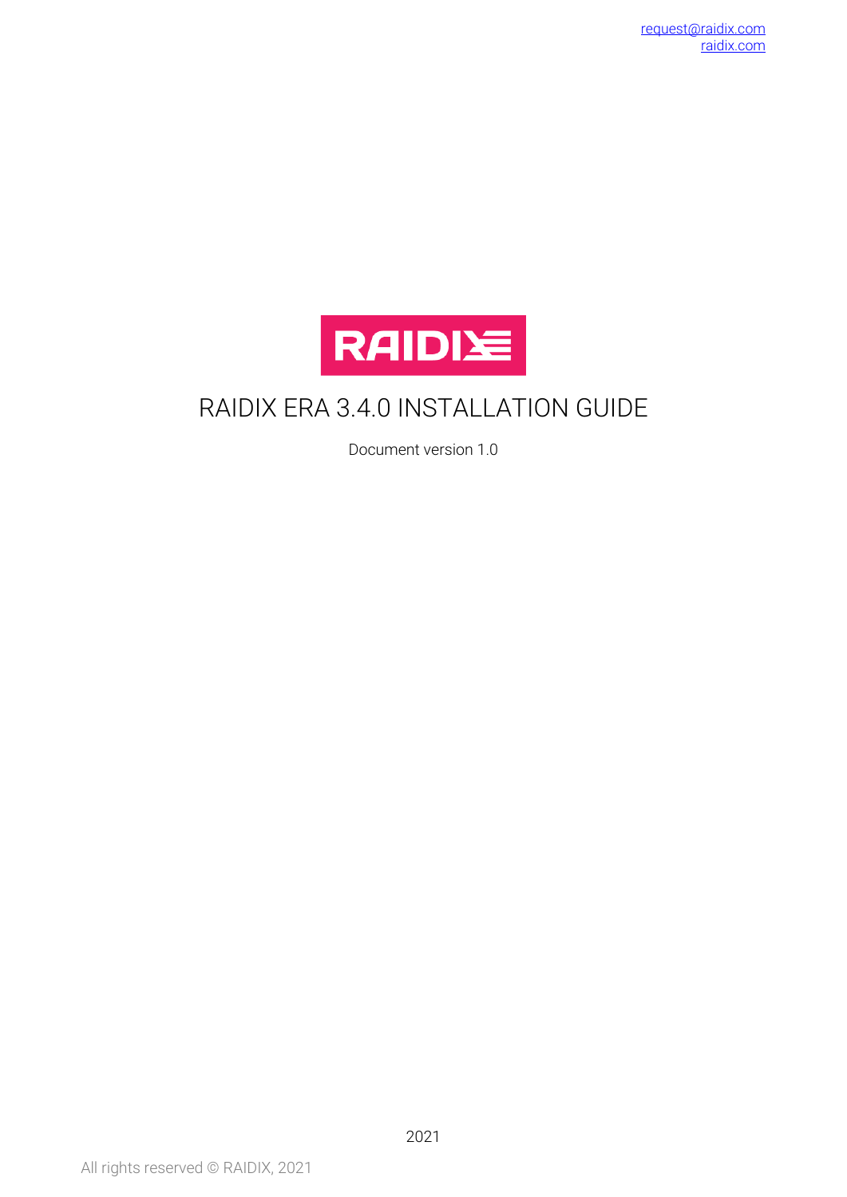request@raidix.com
raidix.com

RAIDIX

# RAIDIX ERA 3.4.0 INSTALLATION GUIDE

Document version 1.0

2021

All rights reserved © RAIDIX, 2021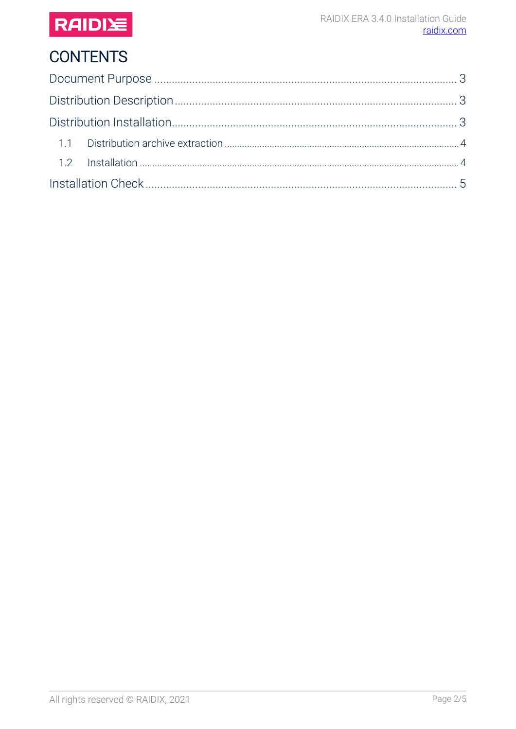# CONTENTS

Document Purpose ... 3

Distribution Description ... 3

Distribution Installation ... 3

- 1.1 Distribution archive extraction ... 4
- 1.2 Installation ... 4

Installation Check ... 5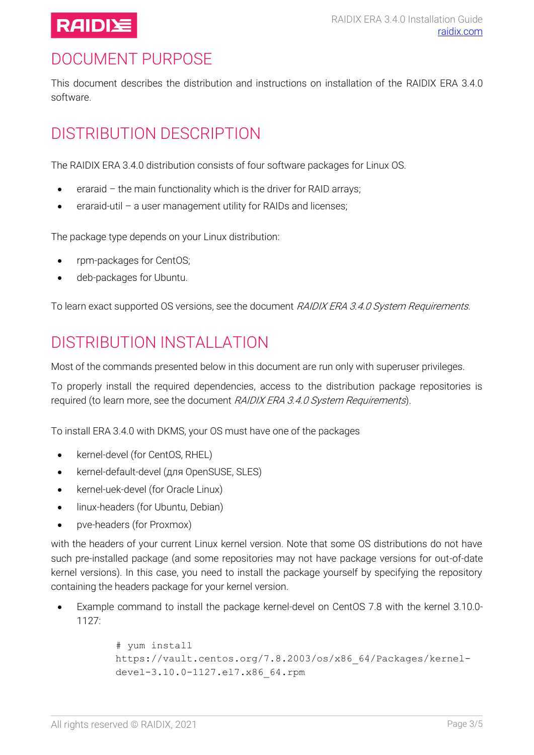# DOCUMENT PURPOSE

This document describes the distribution and instructions on installation of the RAIDIX ERA 3.4.0 software.

# DISTRIBUTION DESCRIPTION

The RAIDIX ERA 3.4.0 distribution consists of four software packages for Linux OS.

- eraraid – the main functionality which is the driver for RAID arrays;
- eraraid-util – a user management utility for RAIDs and licenses;

The package type depends on your Linux distribution:

- rpm-packages for CentOS;
- deb-packages for Ubuntu.

To learn exact supported OS versions, see the document *RAIDIX ERA 3.4.0 System Requirements*.

# DISTRIBUTION INSTALLATION

Most of the commands presented below in this document are run only with superuser privileges.

To properly install the required dependencies, access to the distribution package repositories is required (to learn more, see the document *RAIDIX ERA 3.4.0 System Requirements*).

To install ERA 3.4.0 with DKMS, your OS must have one of the packages

- kernel-devel (for CentOS, RHEL)
- kernel-default-devel (для OpenSUSE, SLES)
- kernel-uek-devel (for Oracle Linux)
- linux-headers (for Ubuntu, Debian)
- pve-headers (for Proxmox)

with the headers of your current Linux kernel version. Note that some OS distributions do not have such pre-installed package (and some repositories may not have package versions for out-of-date kernel versions). In this case, you need to install the package yourself by specifying the repository containing the headers package for your kernel version.

- Example command to install the package kernel-devel on CentOS 7.8 with the kernel 3.10.0-1127:

```
# yum install
https://vault.centos.org/7.8.2003/os/x86_64/Packages/kernel-devel-3.10.0-1127.el7.x86_64.rpm
```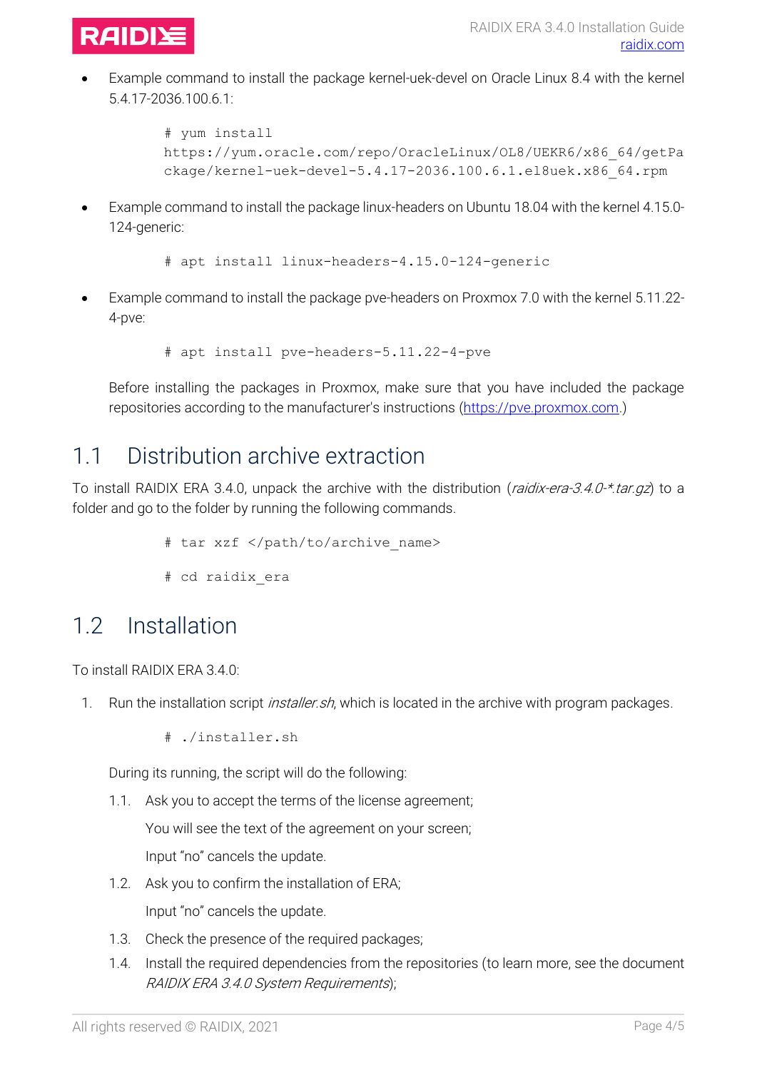- Example command to install the package kernel-uek-devel on Oracle Linux 8.4 with the kernel 5.4.17-2036.100.6.1:

  ```
  # yum install
  https://yum.oracle.com/repo/OracleLinux/OL8/UEKR6/x86_64/getPackage/kernel-uek-devel-5.4.17-2036.100.6.1.el8uek.x86_64.rpm
  ```

- Example command to install the package linux-headers on Ubuntu 18.04 with the kernel 4.15.0-124-generic:

  ```
  # apt install linux-headers-4.15.0-124-generic
  ```

- Example command to install the package pve-headers on Proxmox 7.0 with the kernel 5.11.22-4-pve:

  ```
  # apt install pve-headers-5.11.22-4-pve
  ```

  Before installing the packages in Proxmox, make sure that you have included the package repositories according to the manufacturer's instructions (https://pve.proxmox.com.)

## 1.1 Distribution archive extraction

To install RAIDIX ERA 3.4.0, unpack the archive with the distribution (*raidix-era-3.4.0-*.tar.gz*) to a folder and go to the folder by running the following commands.

```
# tar xzf </path/to/archive_name>
```

```
# cd raidix_era
```

## 1.2 Installation

To install RAIDIX ERA 3.4.0:

1. Run the installation script *installer.sh*, which is located in the archive with program packages.

   ```
   # ./installer.sh
   ```

   During its running, the script will do the following:

   1.1. Ask you to accept the terms of the license agreement;

   You will see the text of the agreement on your screen;

   Input "no" cancels the update.

   1.2. Ask you to confirm the installation of ERA;

   Input "no" cancels the update.

   1.3. Check the presence of the required packages;

   1.4. Install the required dependencies from the repositories (to learn more, see the document *RAIDIX ERA 3.4.0 System Requirements*);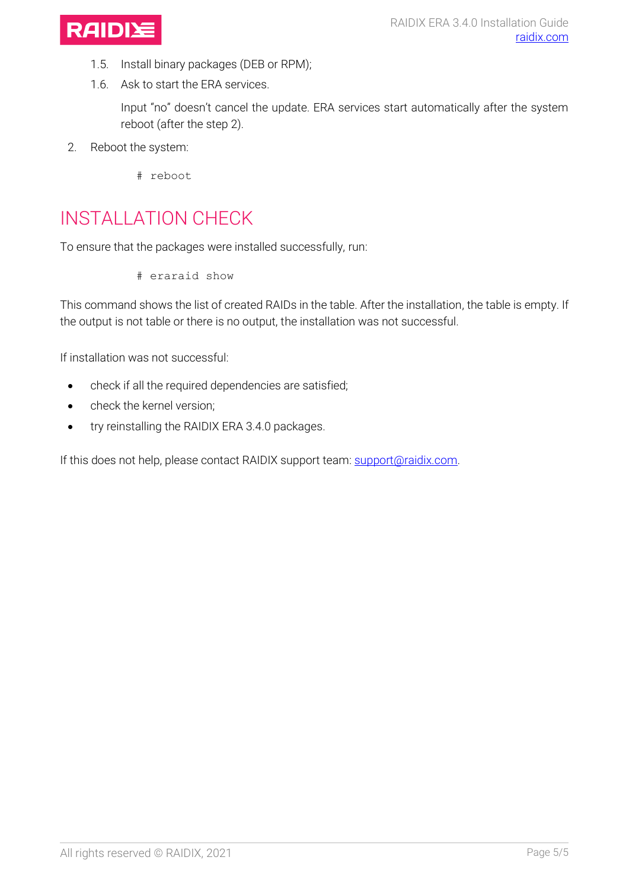1.5. Install binary packages (DEB or RPM);

1.6. Ask to start the ERA services.

Input “no” doesn’t cancel the update. ERA services start automatically after the system reboot (after the step 2).

2. Reboot the system:

```
# reboot
```

# INSTALLATION CHECK

To ensure that the packages were installed successfully, run:

```
# eraraid show
```

This command shows the list of created RAIDs in the table. After the installation, the table is empty. If the output is not table or there is no output, the installation was not successful.

If installation was not successful:

- check if all the required dependencies are satisfied;
- check the kernel version;
- try reinstalling the RAIDIX ERA 3.4.0 packages.

If this does not help, please contact RAIDIX support team: support@raidix.com.